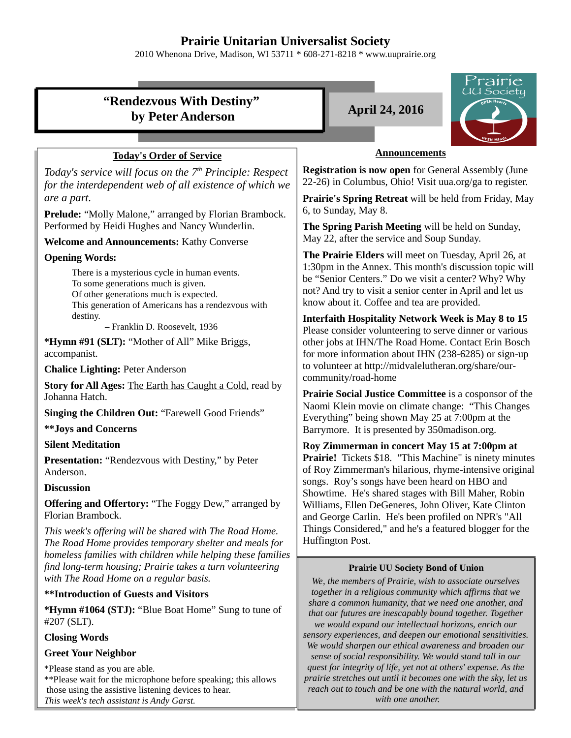# Prairie Unitarian Universalist Society

2010 Whenona Drive, Madison, WI 53711 * 608-271-8218 * www.uuprairie.org

## "Rendezvous With Destiny" by Peter Anderson

**April 24, 2016**

### Today's Order of Service

*Today's service will focus on the 7th Principle: Respect for the interdependent web of all existence of which we are a part.*

**Prelude:** "Molly Malone," arranged by Florian Brambock. Performed by Heidi Hughes and Nancy Wunderlin.

**Welcome and Announcements:** Kathy Converse

**Opening Words:**

> There is a mysterious cycle in human events.
> To some generations much is given.
> Of other generations much is expected.
> This generation of Americans has a rendezvous with destiny.
>
> – Franklin D. Roosevelt, 1936

***Hymn #91 (SLT):** "Mother of All" Mike Briggs, accompanist.

**Chalice Lighting:** Peter Anderson

**Story for All Ages:** The Earth has Caught a Cold, read by Johanna Hatch.

**Singing the Children Out:** "Farewell Good Friends"

****Joys and Concerns**

**Silent Meditation**

**Presentation:** "Rendezvous with Destiny," by Peter Anderson.

**Discussion**

**Offering and Offertory:** "The Foggy Dew," arranged by Florian Brambock.

*This week's offering will be shared with The Road Home. The Road Home provides temporary shelter and meals for homeless families with children while helping these families find long-term housing; Prairie takes a turn volunteering with The Road Home on a regular basis.*

****Introduction of Guests and Visitors**

***Hymn #1064 (STJ):** "Blue Boat Home" Sung to tune of #207 (SLT).

**Closing Words**

**Greet Your Neighbor**

*Please stand as you are able.
**Please wait for the microphone before speaking; this allows those using the assistive listening devices to hear.
*This week's tech assistant is Andy Garst.*

### Announcements

**Registration is now open** for General Assembly (June 22-26) in Columbus, Ohio! Visit uua.org/ga to register.

**Prairie's Spring Retreat** will be held from Friday, May 6, to Sunday, May 8.

**The Spring Parish Meeting** will be held on Sunday, May 22, after the service and Soup Sunday.

**The Prairie Elders** will meet on Tuesday, April 26, at 1:30pm in the Annex. This month's discussion topic will be "Senior Centers." Do we visit a center? Why? Why not? And try to visit a senior center in April and let us know about it. Coffee and tea are provided.

**Interfaith Hospitality Network Week is May 8 to 15** Please consider volunteering to serve dinner or various other jobs at IHN/The Road Home. Contact Erin Bosch for more information about IHN (238-6285) or sign-up to volunteer at http://midvalelutheran.org/share/our-community/road-home

**Prairie Social Justice Committee** is a cosponsor of the Naomi Klein movie on climate change: "This Changes Everything" being shown May 25 at 7:00pm at the Barrymore. It is presented by 350madison.org.

**Roy Zimmerman in concert May 15 at 7:00pm at Prairie!** Tickets $18. "This Machine" is ninety minutes of Roy Zimmerman's hilarious, rhyme-intensive original songs. Roy's songs have been heard on HBO and Showtime. He's shared stages with Bill Maher, Robin Williams, Ellen DeGeneres, John Oliver, Kate Clinton and George Carlin. He's been profiled on NPR's "All Things Considered," and he's a featured blogger for the Huffington Post.

### Prairie UU Society Bond of Union

*We, the members of Prairie, wish to associate ourselves together in a religious community which affirms that we share a common humanity, that we need one another, and that our futures are inescapably bound together. Together we would expand our intellectual horizons, enrich our sensory experiences, and deepen our emotional sensitivities. We would sharpen our ethical awareness and broaden our sense of social responsibility. We would stand tall in our quest for integrity of life, yet not at others' expense. As the prairie stretches out until it becomes one with the sky, let us reach out to touch and be one with the natural world, and with one another.*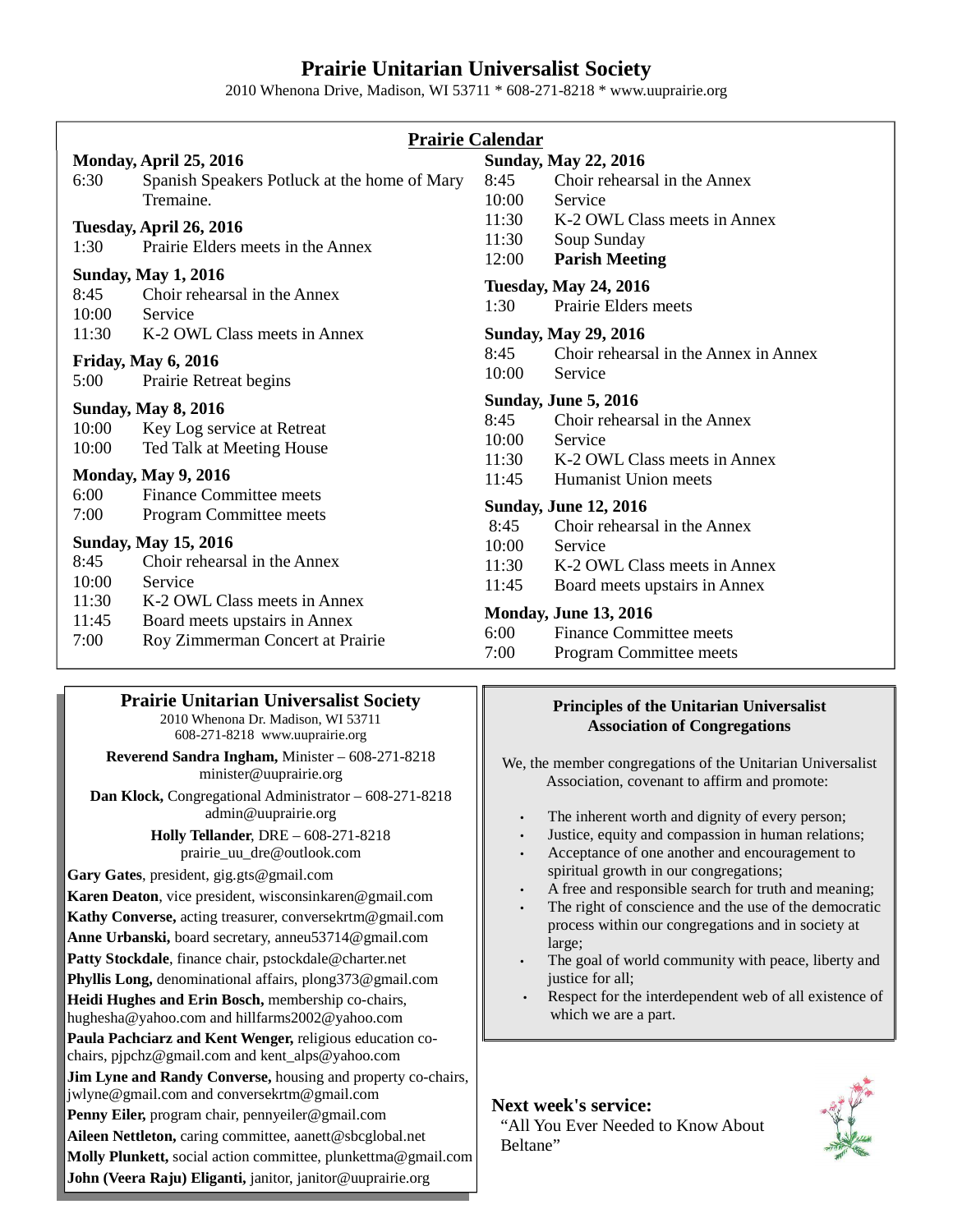# Prairie Unitarian Universalist Society

2010 Whenona Drive, Madison, WI 53711 * 608-271-8218 * www.uuprairie.org

## Prairie Calendar

**Monday, April 25, 2016**
6:30 Spanish Speakers Potluck at the home of Mary Tremaine.

**Tuesday, April 26, 2016**
1:30 Prairie Elders meets in the Annex

**Sunday, May 1, 2016**
8:45 Choir rehearsal in the Annex
10:00 Service
11:30 K-2 OWL Class meets in Annex

**Friday, May 6, 2016**
5:00 Prairie Retreat begins

**Sunday, May 8, 2016**
10:00 Key Log service at Retreat
10:00 Ted Talk at Meeting House

**Monday, May 9, 2016**
6:00 Finance Committee meets
7:00 Program Committee meets

**Sunday, May 15, 2016**
8:45 Choir rehearsal in the Annex
10:00 Service
11:30 K-2 OWL Class meets in Annex
11:45 Board meets upstairs in Annex
7:00 Roy Zimmerman Concert at Prairie

**Sunday, May 22, 2016**
8:45 Choir rehearsal in the Annex
10:00 Service
11:30 K-2 OWL Class meets in Annex
11:30 Soup Sunday
12:00 **Parish Meeting**

**Tuesday, May 24, 2016**
1:30 Prairie Elders meets

**Sunday, May 29, 2016**
8:45 Choir rehearsal in the Annex in Annex
10:00 Service

**Sunday, June 5, 2016**
8:45 Choir rehearsal in the Annex
10:00 Service
11:30 K-2 OWL Class meets in Annex
11:45 Humanist Union meets

**Sunday, June 12, 2016**
8:45 Choir rehearsal in the Annex
10:00 Service
11:30 K-2 OWL Class meets in Annex
11:45 Board meets upstairs in Annex

**Monday, June 13, 2016**
6:00 Finance Committee meets
7:00 Program Committee meets

## Prairie Unitarian Universalist Society

2010 Whenona Dr. Madison, WI 53711
608-271-8218 www.uuprairie.org

**Reverend Sandra Ingham,** Minister – 608-271-8218
minister@uuprairie.org

**Dan Klock,** Congregational Administrator – 608-271-8218
admin@uuprairie.org

**Holly Tellander**, DRE – 608-271-8218
prairie_uu_dre@outlook.com

**Gary Gates**, president, gig.gts@gmail.com
**Karen Deaton**, vice president, wisconsinkaren@gmail.com
**Kathy Converse,** acting treasurer, conversekrtm@gmail.com
**Anne Urbanski,** board secretary, anneu53714@gmail.com
**Patty Stockdale**, finance chair, pstockdale@charter.net
**Phyllis Long,** denominational affairs, plong373@gmail.com
**Heidi Hughes and Erin Bosch,** membership co-chairs, hughesha@yahoo.com and hillfarms2002@yahoo.com
**Paula Pachciarz and Kent Wenger,** religious education co-chairs, pjpchz@gmail.com and kent_alps@yahoo.com
**Jim Lyne and Randy Converse,** housing and property co-chairs, jwlyne@gmail.com and conversekrtm@gmail.com
**Penny Eiler,** program chair, pennyeiler@gmail.com
**Aileen Nettleton,** caring committee, aanett@sbcglobal.net
**Molly Plunkett,** social action committee, plunkettma@gmail.com
**John (Veera Raju) Eliganti,** janitor, janitor@uuprairie.org

## Principles of the Unitarian Universalist Association of Congregations

We, the member congregations of the Unitarian Universalist Association, covenant to affirm and promote:

- The inherent worth and dignity of every person;
- Justice, equity and compassion in human relations;
- Acceptance of one another and encouragement to spiritual growth in our congregations;
- A free and responsible search for truth and meaning;
- The right of conscience and the use of the democratic process within our congregations and in society at large;
- The goal of world community with peace, liberty and justice for all;
- Respect for the interdependent web of all existence of which we are a part.

**Next week's service:**
"All You Ever Needed to Know About Beltane"